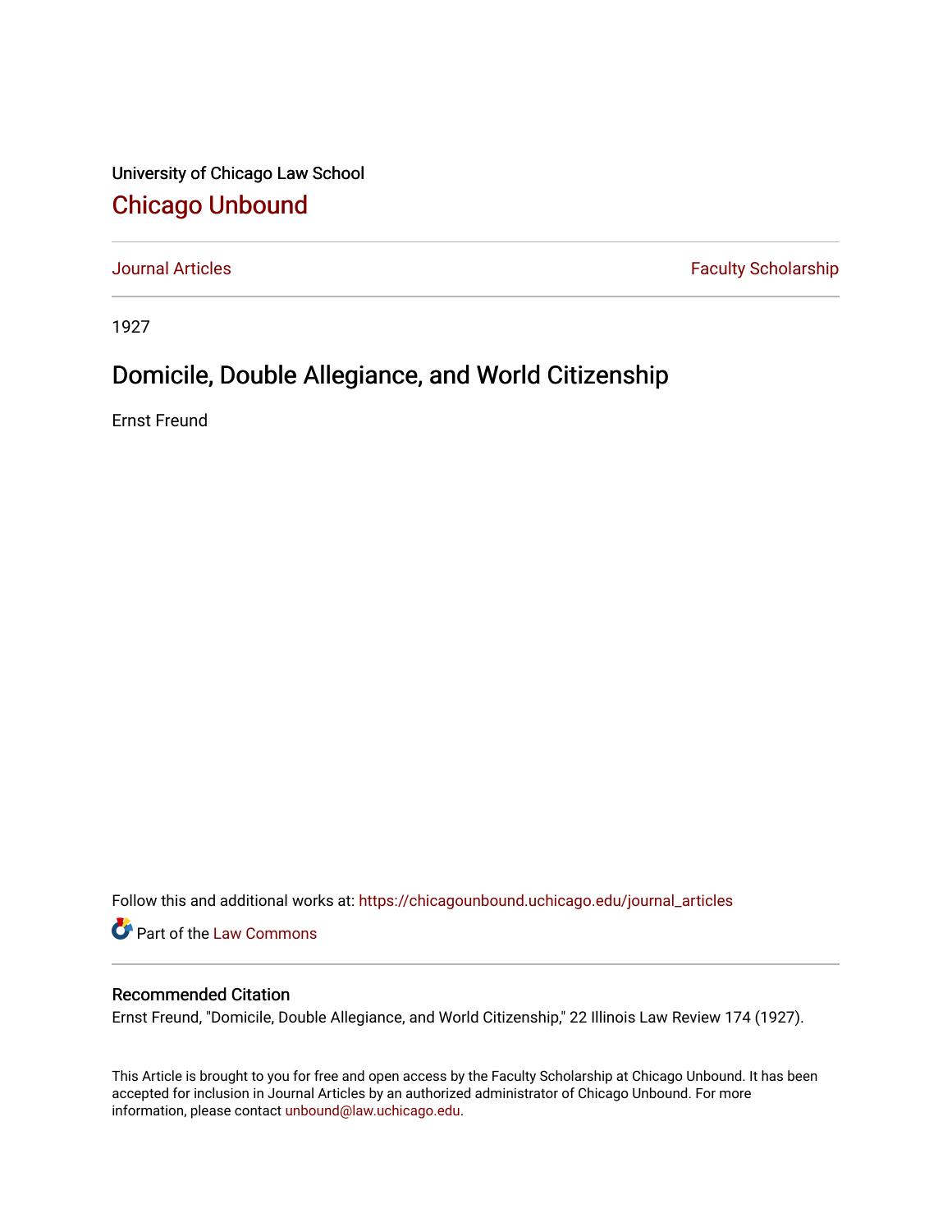University of Chicago Law School

# Chicago Unbound

Journal Articles | Faculty Scholarship

1927

## Domicile, Double Allegiance, and World Citizenship

Ernst Freund

Follow this and additional works at: https://chicagounbound.uchicago.edu/journal_articles

Part of the Law Commons

### Recommended Citation

Ernst Freund, "Domicile, Double Allegiance, and World Citizenship," 22 Illinois Law Review 174 (1927).

This Article is brought to you for free and open access by the Faculty Scholarship at Chicago Unbound. It has been accepted for inclusion in Journal Articles by an authorized administrator of Chicago Unbound. For more information, please contact unbound@law.uchicago.edu.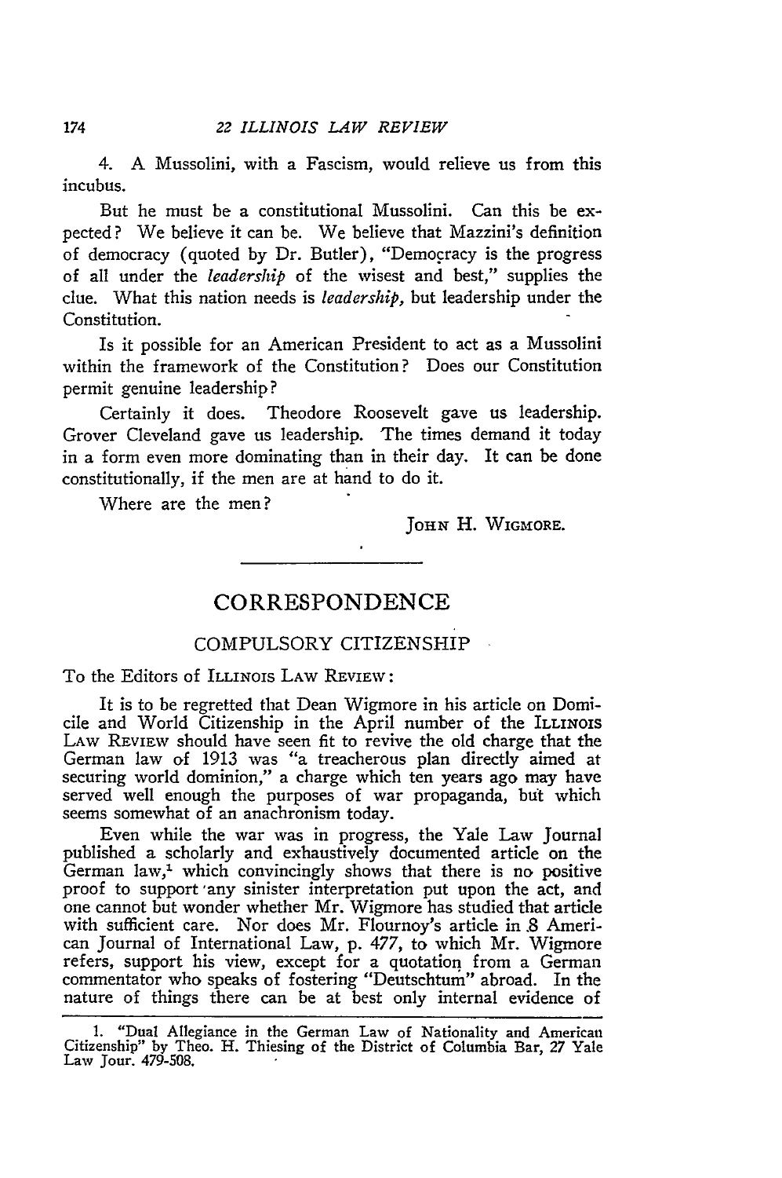4. A Mussolini, with a Fascism, would relieve us from this incubus.

But he must be a constitutional Mussolini. Can this be expected? We believe it can be. We believe that Mazzini's definition of democracy (quoted by Dr. Butler), "Democracy is the progress of all under the *leadership* of the wisest and best," supplies the clue. What this nation needs is *leadership*, but leadership under the Constitution.

Is it possible for an American President to act as a Mussolini within the framework of the Constitution? Does our Constitution permit genuine leadership?

Certainly it does. Theodore Roosevelt gave us leadership. Grover Cleveland gave us leadership. The times demand it today in a form even more dominating than in their day. It can be done constitutionally, if the men are at hand to do it.

Where are the men?

JOHN H. WIGMORE.

---

## CORRESPONDENCE

### COMPULSORY CITIZENSHIP

To the Editors of ILLINOIS LAW REVIEW:

It is to be regretted that Dean Wigmore in his article on Domicile and World Citizenship in the April number of the ILLINOIS LAW REVIEW should have seen fit to revive the old charge that the German law of 1913 was "a treacherous plan directly aimed at securing world dominion," a charge which ten years ago may have served well enough the purposes of war propaganda, but which seems somewhat of an anachronism today.

Even while the war was in progress, the Yale Law Journal published a scholarly and exhaustively documented article on the German law,[1] which convincingly shows that there is no positive proof to support any sinister interpretation put upon the act, and one cannot but wonder whether Mr. Wigmore has studied that article with sufficient care. Nor does Mr. Flournoy's article in 8 American Journal of International Law, p. 477, to which Mr. Wigmore refers, support his view, except for a quotation from a German commentator who speaks of fostering "Deutschtum" abroad. In the nature of things there can be at best only internal evidence of

1. "Dual Allegiance in the German Law of Nationality and American Citizenship" by Theo. H. Thiesing of the District of Columbia Bar, 27 Yale Law Jour. 479-508.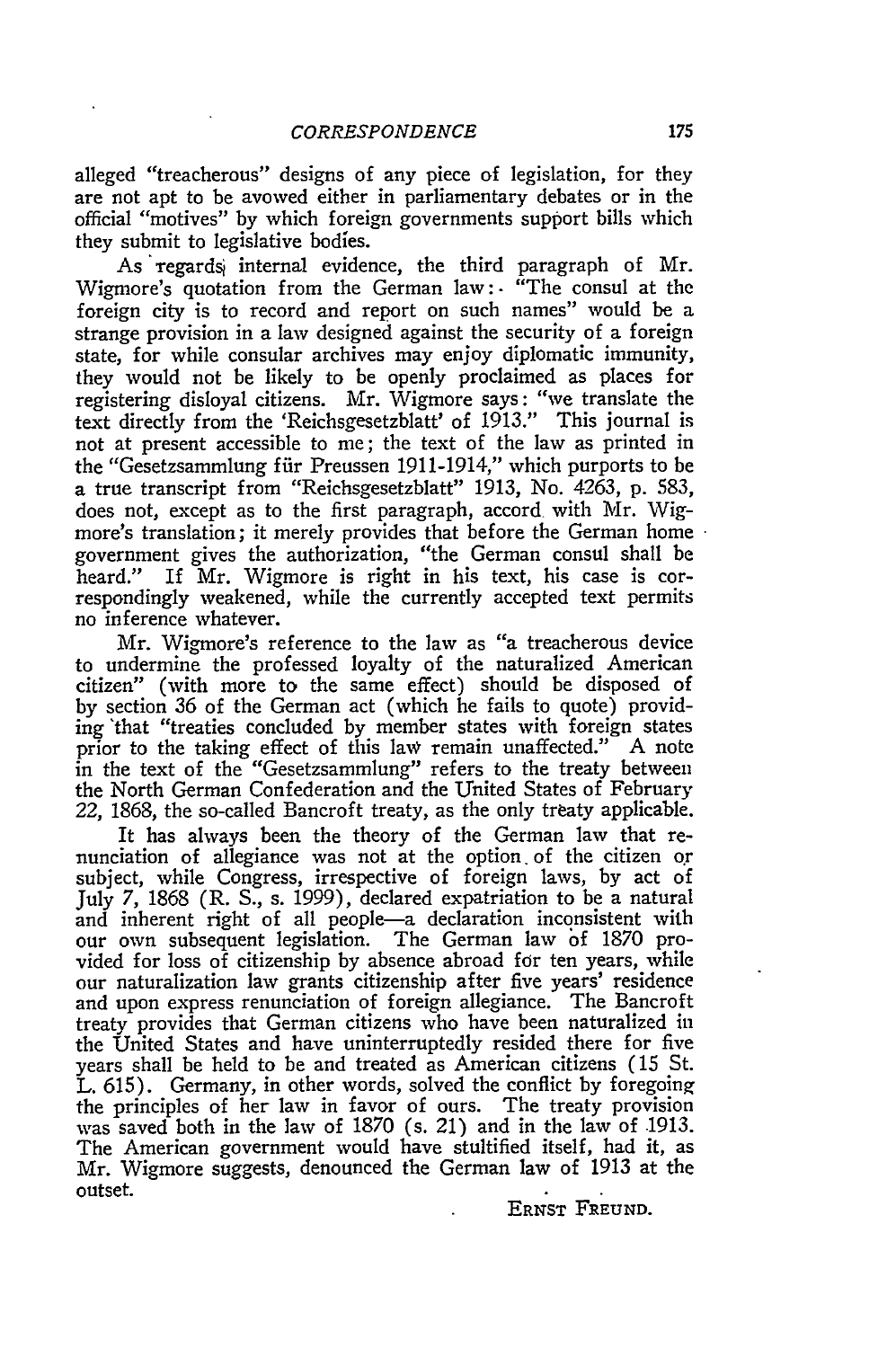alleged "treacherous" designs of any piece of legislation, for they are not apt to be avowed either in parliamentary debates or in the official "motives" by which foreign governments support bills which they submit to legislative bodies.

As regards internal evidence, the third paragraph of Mr. Wigmore's quotation from the German law: "The consul at the foreign city is to record and report on such names" would be a strange provision in a law designed against the security of a foreign state, for while consular archives may enjoy diplomatic immunity, they would not be likely to be openly proclaimed as places for registering disloyal citizens. Mr. Wigmore says: "we translate the text directly from the 'Reichsgesetzblatt' of 1913." This journal is not at present accessible to me; the text of the law as printed in the "Gesetzsammlung für Preussen 1911-1914," which purports to be a true transcript from "Reichsgesetzblatt" 1913, No. 4263, p. 583, does not, except as to the first paragraph, accord with Mr. Wigmore's translation; it merely provides that before the German home government gives the authorization, "the German consul shall be heard." If Mr. Wigmore is right in his text, his case is correspondingly weakened, while the currently accepted text permits no inference whatever.

Mr. Wigmore's reference to the law as "a treacherous device to undermine the professed loyalty of the naturalized American citizen" (with more to the same effect) should be disposed of by section 36 of the German act (which he fails to quote) providing that "treaties concluded by member states with foreign states prior to the taking effect of this law remain unaffected." A note in the text of the "Gesetzsammlung" refers to the treaty between the North German Confederation and the United States of February 22, 1868, the so-called Bancroft treaty, as the only treaty applicable.

It has always been the theory of the German law that renunciation of allegiance was not at the option of the citizen or subject, while Congress, irrespective of foreign laws, by act of July 7, 1868 (R. S., s. 1999), declared expatriation to be a natural and inherent right of all people—a declaration inconsistent with our own subsequent legislation. The German law of 1870 provided for loss of citizenship by absence abroad for ten years, while our naturalization law grants citizenship after five years' residence and upon express renunciation of foreign allegiance. The Bancroft treaty provides that German citizens who have been naturalized in the United States and have uninterruptedly resided there for five years shall be held to be and treated as American citizens (15 St. L. 615). Germany, in other words, solved the conflict by foregoing the principles of her law in favor of ours. The treaty provision was saved both in the law of 1870 (s. 21) and in the law of 1913. The American government would have stultified itself, had it, as Mr. Wigmore suggests, denounced the German law of 1913 at the outset.

ERNST FREUND.